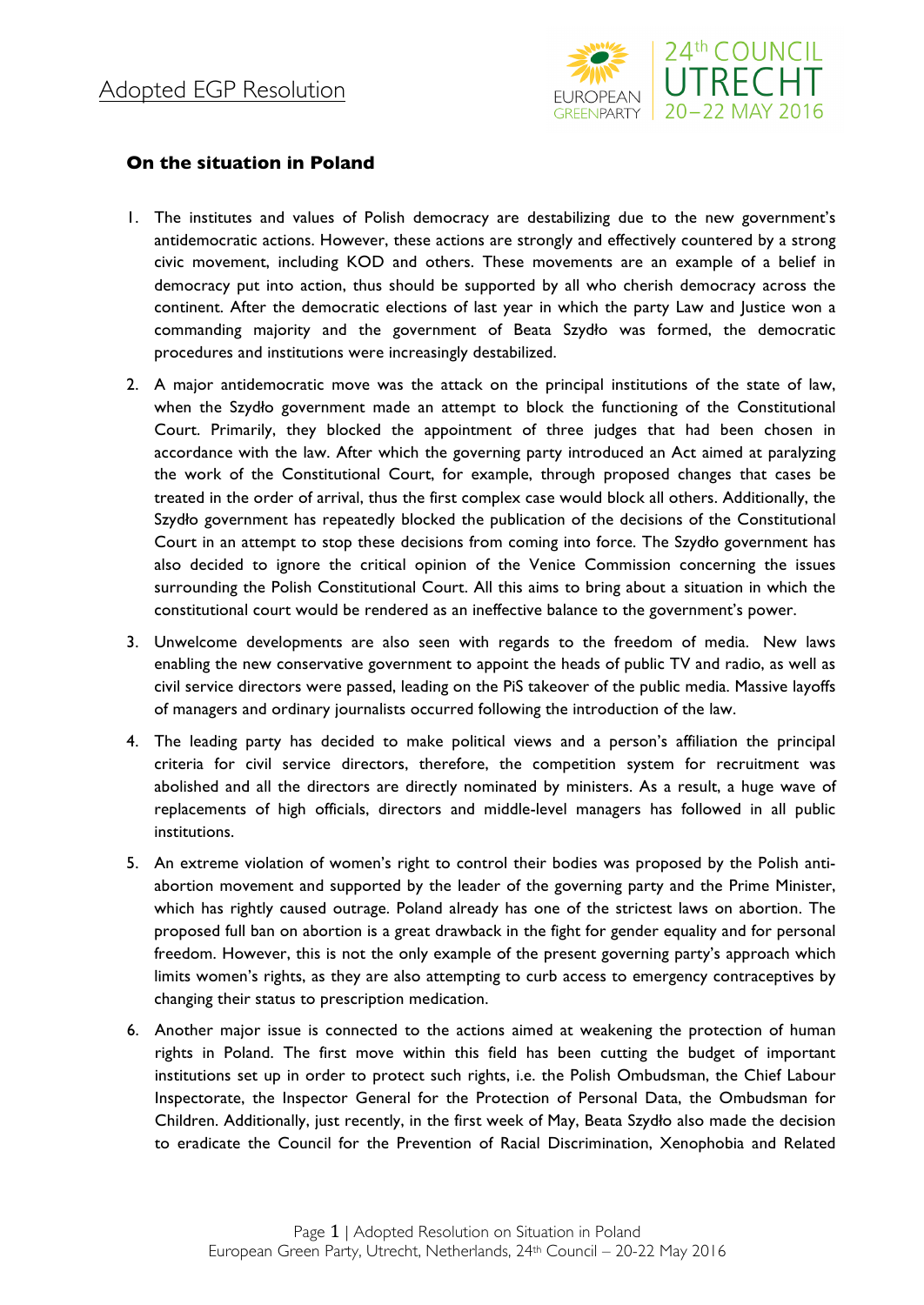Adopted EGP Resolution

## On the situation in Poland

1. The institutes and values of Polish democracy are destabilizing due to the new government's antidemocratic actions. However, these actions are strongly and effectively countered by a strong civic movement, including KOD and others. These movements are an example of a belief in democracy put into action, thus should be supported by all who cherish democracy across the continent. After the democratic elections of last year in which the party Law and Justice won a commanding majority and the government of Beata Szydło was formed, the democratic procedures and institutions were increasingly destabilized.

2. A major antidemocratic move was the attack on the principal institutions of the state of law, when the Szydło government made an attempt to block the functioning of the Constitutional Court. Primarily, they blocked the appointment of three judges that had been chosen in accordance with the law. After which the governing party introduced an Act aimed at paralyzing the work of the Constitutional Court, for example, through proposed changes that cases be treated in the order of arrival, thus the first complex case would block all others. Additionally, the Szydło government has repeatedly blocked the publication of the decisions of the Constitutional Court in an attempt to stop these decisions from coming into force. The Szydło government has also decided to ignore the critical opinion of the Venice Commission concerning the issues surrounding the Polish Constitutional Court. All this aims to bring about a situation in which the constitutional court would be rendered as an ineffective balance to the government's power.

3. Unwelcome developments are also seen with regards to the freedom of media. New laws enabling the new conservative government to appoint the heads of public TV and radio, as well as civil service directors were passed, leading on the PiS takeover of the public media. Massive layoffs of managers and ordinary journalists occurred following the introduction of the law.

4. The leading party has decided to make political views and a person's affiliation the principal criteria for civil service directors, therefore, the competition system for recruitment was abolished and all the directors are directly nominated by ministers. As a result, a huge wave of replacements of high officials, directors and middle-level managers has followed in all public institutions.

5. An extreme violation of women's right to control their bodies was proposed by the Polish anti-abortion movement and supported by the leader of the governing party and the Prime Minister, which has rightly caused outrage. Poland already has one of the strictest laws on abortion. The proposed full ban on abortion is a great drawback in the fight for gender equality and for personal freedom. However, this is not the only example of the present governing party's approach which limits women's rights, as they are also attempting to curb access to emergency contraceptives by changing their status to prescription medication.

6. Another major issue is connected to the actions aimed at weakening the protection of human rights in Poland. The first move within this field has been cutting the budget of important institutions set up in order to protect such rights, i.e. the Polish Ombudsman, the Chief Labour Inspectorate, the Inspector General for the Protection of Personal Data, the Ombudsman for Children. Additionally, just recently, in the first week of May, Beata Szydło also made the decision to eradicate the Council for the Prevention of Racial Discrimination, Xenophobia and Related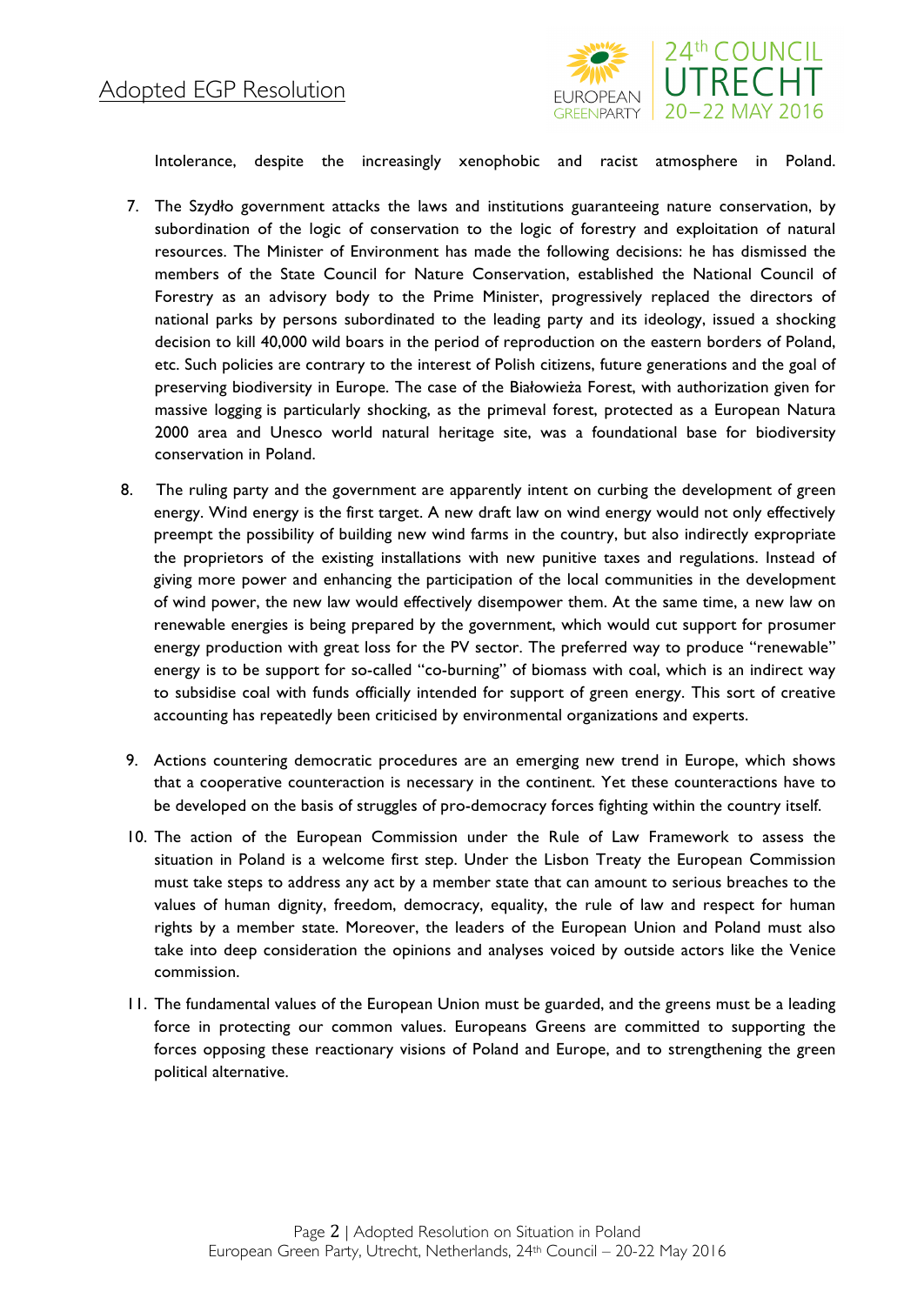Intolerance, despite the increasingly xenophobic and racist atmosphere in Poland.

7. The Szydło government attacks the laws and institutions guaranteeing nature conservation, by subordination of the logic of conservation to the logic of forestry and exploitation of natural resources. The Minister of Environment has made the following decisions: he has dismissed the members of the State Council for Nature Conservation, established the National Council of Forestry as an advisory body to the Prime Minister, progressively replaced the directors of national parks by persons subordinated to the leading party and its ideology, issued a shocking decision to kill 40,000 wild boars in the period of reproduction on the eastern borders of Poland, etc. Such policies are contrary to the interest of Polish citizens, future generations and the goal of preserving biodiversity in Europe. The case of the Białowieża Forest, with authorization given for massive logging is particularly shocking, as the primeval forest, protected as a European Natura 2000 area and Unesco world natural heritage site, was a foundational base for biodiversity conservation in Poland.

8. The ruling party and the government are apparently intent on curbing the development of green energy. Wind energy is the first target. A new draft law on wind energy would not only effectively preempt the possibility of building new wind farms in the country, but also indirectly expropriate the proprietors of the existing installations with new punitive taxes and regulations. Instead of giving more power and enhancing the participation of the local communities in the development of wind power, the new law would effectively disempower them. At the same time, a new law on renewable energies is being prepared by the government, which would cut support for prosumer energy production with great loss for the PV sector. The preferred way to produce "renewable" energy is to be support for so-called "co-burning" of biomass with coal, which is an indirect way to subsidise coal with funds officially intended for support of green energy. This sort of creative accounting has repeatedly been criticised by environmental organizations and experts.

9. Actions countering democratic procedures are an emerging new trend in Europe, which shows that a cooperative counteraction is necessary in the continent. Yet these counteractions have to be developed on the basis of struggles of pro-democracy forces fighting within the country itself.

10. The action of the European Commission under the Rule of Law Framework to assess the situation in Poland is a welcome first step. Under the Lisbon Treaty the European Commission must take steps to address any act by a member state that can amount to serious breaches to the values of human dignity, freedom, democracy, equality, the rule of law and respect for human rights by a member state. Moreover, the leaders of the European Union and Poland must also take into deep consideration the opinions and analyses voiced by outside actors like the Venice commission.

11. The fundamental values of the European Union must be guarded, and the greens must be a leading force in protecting our common values. Europeans Greens are committed to supporting the forces opposing these reactionary visions of Poland and Europe, and to strengthening the green political alternative.